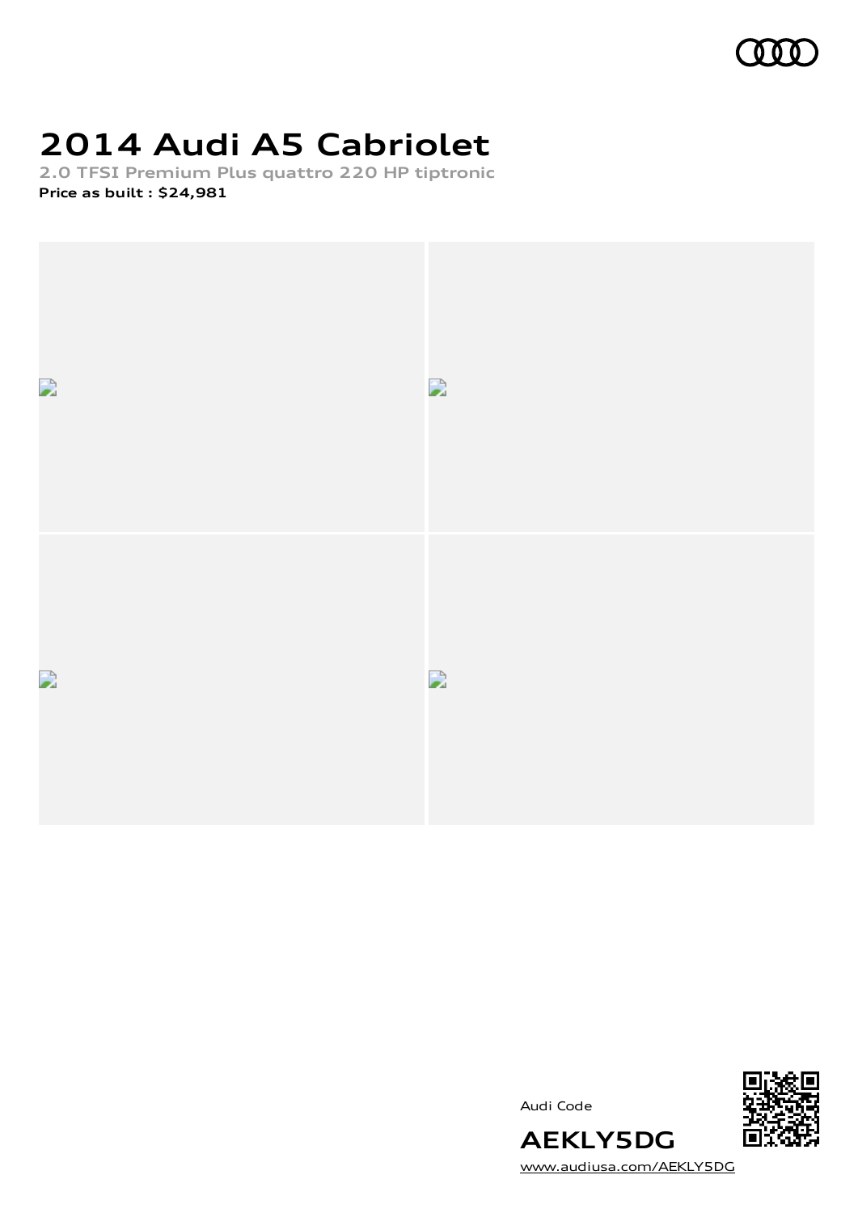# 2014 Audi A5 Cabriolet

**2.0 TFSI Premium Plus quattro 220 HP tiptronic**

**Price as built : $24,981**

Audi Code

**AEKLY5DG**

www.audiusa.com/AEKLY5DG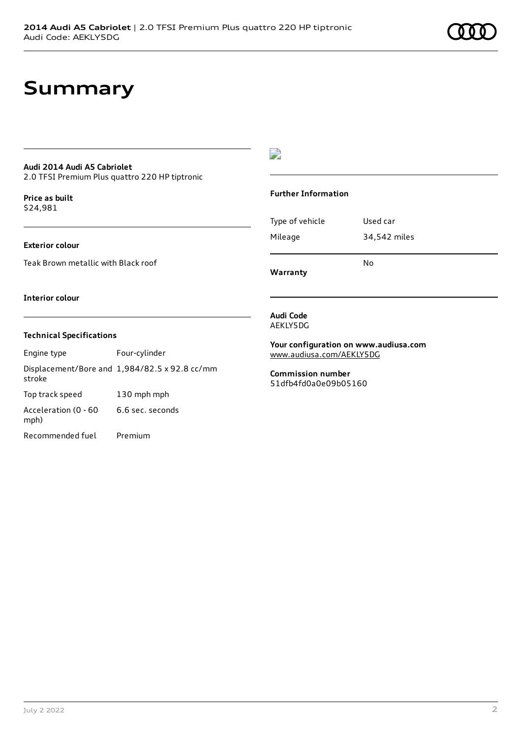# Summary

**Audi 2014 Audi A5 Cabriolet**
2.0 TFSI Premium Plus quattro 220 HP tiptronic

**Price as built**
$24,981

**Exterior colour**

Teak Brown metallic with Black roof

**Interior colour**

**Technical Specifications**

| | |
|---|---|
| Engine type | Four-cylinder |
| Displacement/Bore and stroke | 1,984/82.5 x 92.8 cc/mm |
| Top track speed | 130 mph mph |
| Acceleration (0 - 60 mph) | 6.6 sec. seconds |
| Recommended fuel | Premium |

**Further Information**

| | |
|---|---|
| Type of vehicle | Used car |
| Mileage | 34,542 miles |
| **Warranty** | No |

**Audi Code**
AEKLY5DG

**Your configuration on www.audiusa.com**
www.audiusa.com/AEKLY5DG

**Commission number**
51dfb4fd0a0e09b05160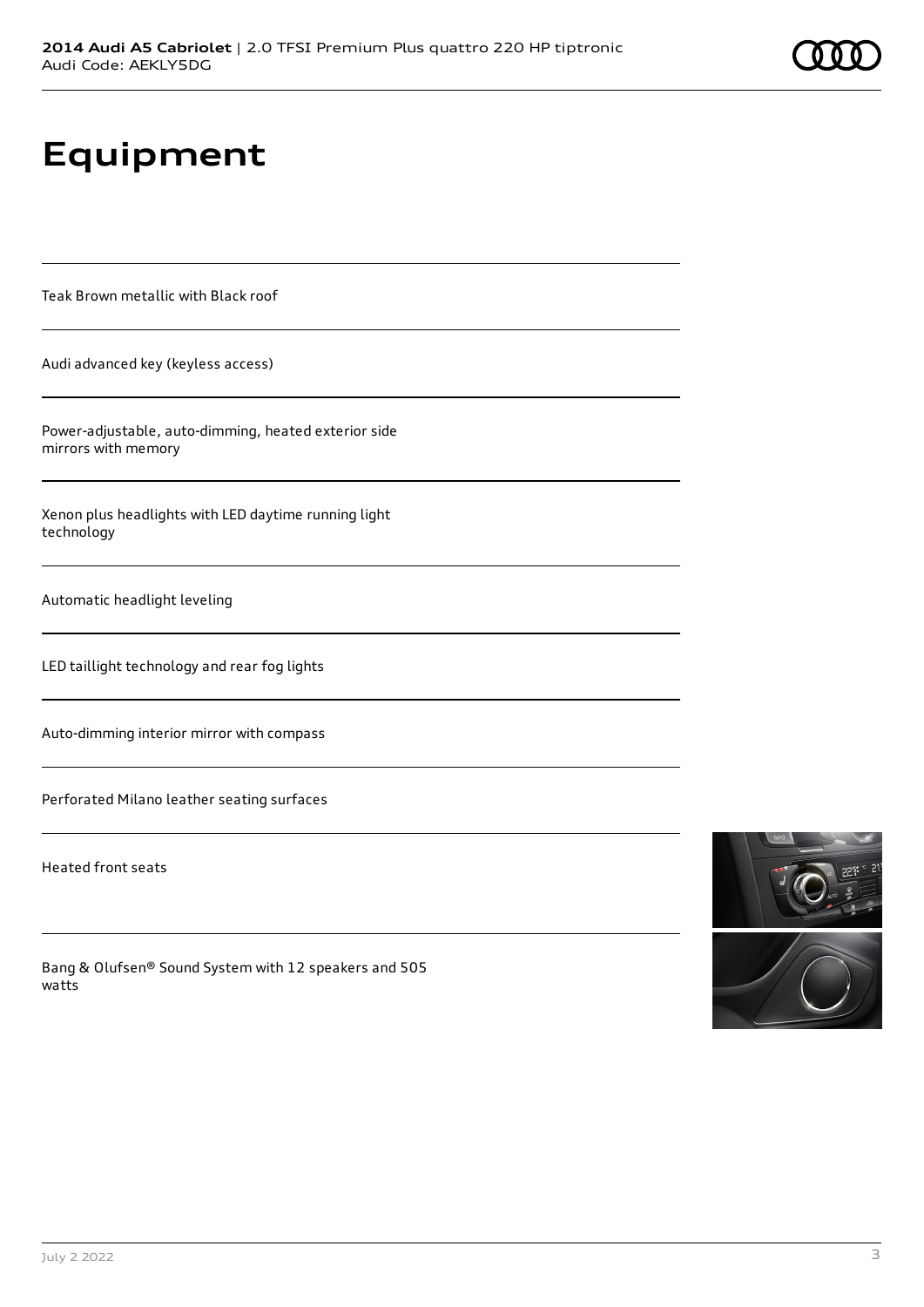# Equipment

Teak Brown metallic with Black roof

Audi advanced key (keyless access)

Power-adjustable, auto-dimming, heated exterior side mirrors with memory

Xenon plus headlights with LED daytime running light technology

Automatic headlight leveling

LED taillight technology and rear fog lights

Auto-dimming interior mirror with compass

Perforated Milano leather seating surfaces

Heated front seats

Bang & Olufsen® Sound System with 12 speakers and 505 watts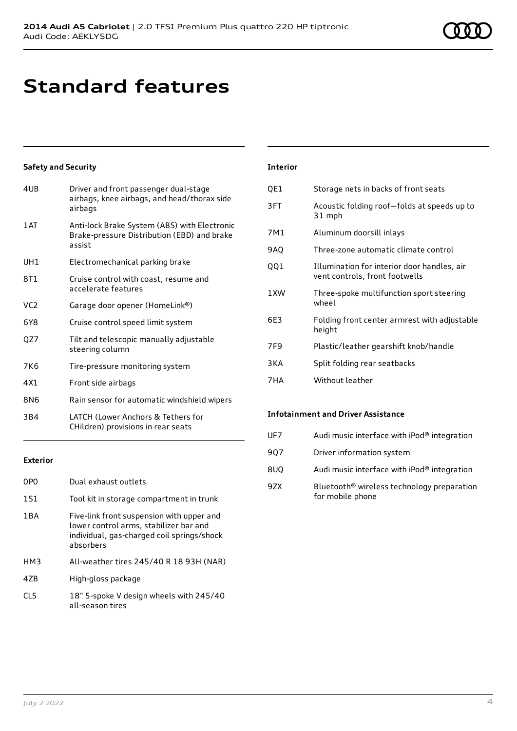# Standard features

### Safety and Security

| | |
|---|---|
| 4UB | Driver and front passenger dual-stage airbags, knee airbags, and head/thorax side airbags |
| 1AT | Anti-lock Brake System (ABS) with Electronic Brake-pressure Distribution (EBD) and brake assist |
| UH1 | Electromechanical parking brake |
| 8T1 | Cruise control with coast, resume and accelerate features |
| VC2 | Garage door opener (HomeLink®) |
| 6Y8 | Cruise control speed limit system |
| QZ7 | Tilt and telescopic manually adjustable steering column |
| 7K6 | Tire-pressure monitoring system |
| 4X1 | Front side airbags |
| 8N6 | Rain sensor for automatic windshield wipers |
| 3B4 | LATCH (Lower Anchors & Tethers for CHildren) provisions in rear seats |

### Exterior

| | |
|---|---|
| 0P0 | Dual exhaust outlets |
| 1S1 | Tool kit in storage compartment in trunk |
| 1BA | Five-link front suspension with upper and lower control arms, stabilizer bar and individual, gas-charged coil springs/shock absorbers |
| HM3 | All-weather tires 245/40 R 18 93H (NAR) |
| 4ZB | High-gloss package |
| CL5 | 18" 5-spoke V design wheels with 245/40 all-season tires |

### Interior

| | |
|---|---|
| QE1 | Storage nets in backs of front seats |
| 3FT | Acoustic folding roof—folds at speeds up to 31 mph |
| 7M1 | Aluminum doorsill inlays |
| 9AQ | Three-zone automatic climate control |
| QQ1 | Illumination for interior door handles, air vent controls, front footwells |
| 1XW | Three-spoke multifunction sport steering wheel |
| 6E3 | Folding front center armrest with adjustable height |
| 7F9 | Plastic/leather gearshift knob/handle |
| 3KA | Split folding rear seatbacks |
| 7HA | Without leather |

### Infotainment and Driver Assistance

| | |
|---|---|
| UF7 | Audi music interface with iPod® integration |
| 9Q7 | Driver information system |
| 8UQ | Audi music interface with iPod® integration |
| 9ZX | Bluetooth® wireless technology preparation for mobile phone |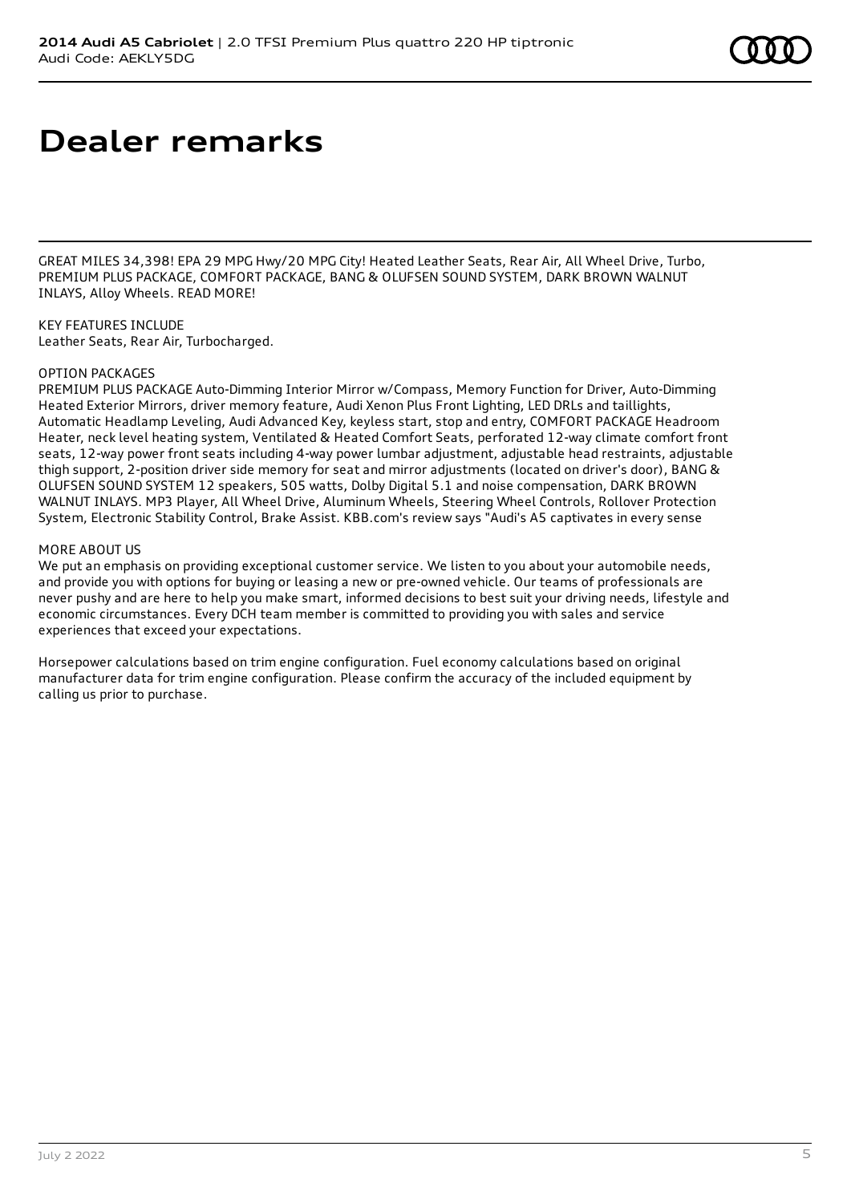# Dealer remarks

GREAT MILES 34,398! EPA 29 MPG Hwy/20 MPG City! Heated Leather Seats, Rear Air, All Wheel Drive, Turbo, PREMIUM PLUS PACKAGE, COMFORT PACKAGE, BANG & OLUFSEN SOUND SYSTEM, DARK BROWN WALNUT INLAYS, Alloy Wheels. READ MORE!

KEY FEATURES INCLUDE
Leather Seats, Rear Air, Turbocharged.

OPTION PACKAGES
PREMIUM PLUS PACKAGE Auto-Dimming Interior Mirror w/Compass, Memory Function for Driver, Auto-Dimming Heated Exterior Mirrors, driver memory feature, Audi Xenon Plus Front Lighting, LED DRLs and taillights, Automatic Headlamp Leveling, Audi Advanced Key, keyless start, stop and entry, COMFORT PACKAGE Headroom Heater, neck level heating system, Ventilated & Heated Comfort Seats, perforated 12-way climate comfort front seats, 12-way power front seats including 4-way power lumbar adjustment, adjustable head restraints, adjustable thigh support, 2-position driver side memory for seat and mirror adjustments (located on driver's door), BANG & OLUFSEN SOUND SYSTEM 12 speakers, 505 watts, Dolby Digital 5.1 and noise compensation, DARK BROWN WALNUT INLAYS. MP3 Player, All Wheel Drive, Aluminum Wheels, Steering Wheel Controls, Rollover Protection System, Electronic Stability Control, Brake Assist. KBB.com's review says "Audi's A5 captivates in every sense

MORE ABOUT US
We put an emphasis on providing exceptional customer service. We listen to you about your automobile needs, and provide you with options for buying or leasing a new or pre-owned vehicle. Our teams of professionals are never pushy and are here to help you make smart, informed decisions to best suit your driving needs, lifestyle and economic circumstances. Every DCH team member is committed to providing you with sales and service experiences that exceed your expectations.

Horsepower calculations based on trim engine configuration. Fuel economy calculations based on original manufacturer data for trim engine configuration. Please confirm the accuracy of the included equipment by calling us prior to purchase.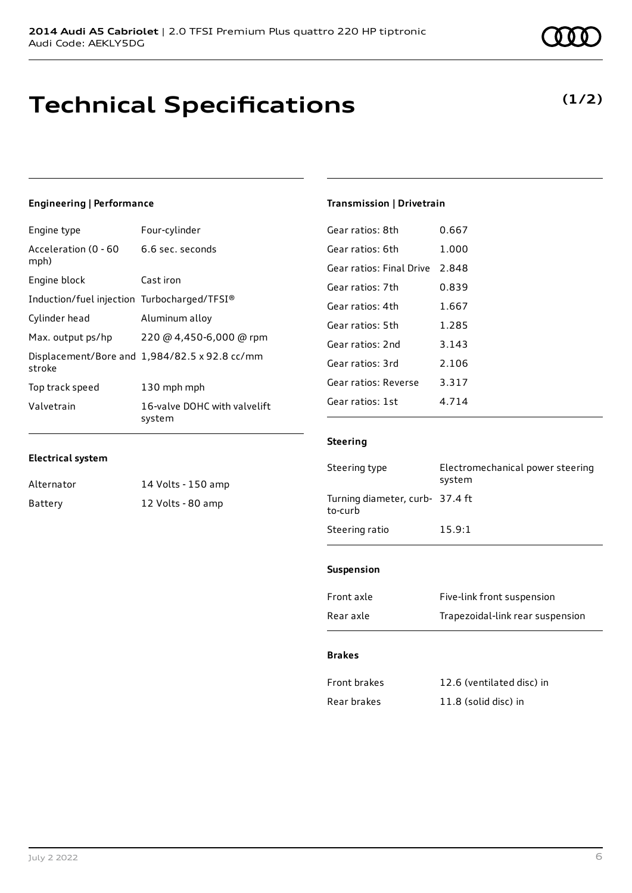# Technical Specifications

**(1/2)**

### Engineering | Performance

| | |
|---|---|
| Engine type | Four-cylinder |
| Acceleration (0 - 60 mph) | 6.6 sec. seconds |
| Engine block | Cast iron |
| Induction/fuel injection | Turbocharged/TFSI® |
| Cylinder head | Aluminum alloy |
| Max. output ps/hp | 220 @ 4,450-6,000 @ rpm |
| Displacement/Bore and stroke | 1,984/82.5 x 92.8 cc/mm |
| Top track speed | 130 mph mph |
| Valvetrain | 16-valve DOHC with valvelift system |

### Electrical system

| | |
|---|---|
| Alternator | 14 Volts - 150 amp |
| Battery | 12 Volts - 80 amp |

### Transmission | Drivetrain

| | |
|---|---|
| Gear ratios: 8th | 0.667 |
| Gear ratios: 6th | 1.000 |
| Gear ratios: Final Drive | 2.848 |
| Gear ratios: 7th | 0.839 |
| Gear ratios: 4th | 1.667 |
| Gear ratios: 5th | 1.285 |
| Gear ratios: 2nd | 3.143 |
| Gear ratios: 3rd | 2.106 |
| Gear ratios: Reverse | 3.317 |
| Gear ratios: 1st | 4.714 |

### Steering

| | |
|---|---|
| Steering type | Electromechanical power steering system |
| Turning diameter, curb-to-curb | 37.4 ft |
| Steering ratio | 15.9:1 |

### Suspension

| | |
|---|---|
| Front axle | Five-link front suspension |
| Rear axle | Trapezoidal-link rear suspension |

### Brakes

| | |
|---|---|
| Front brakes | 12.6 (ventilated disc) in |
| Rear brakes | 11.8 (solid disc) in |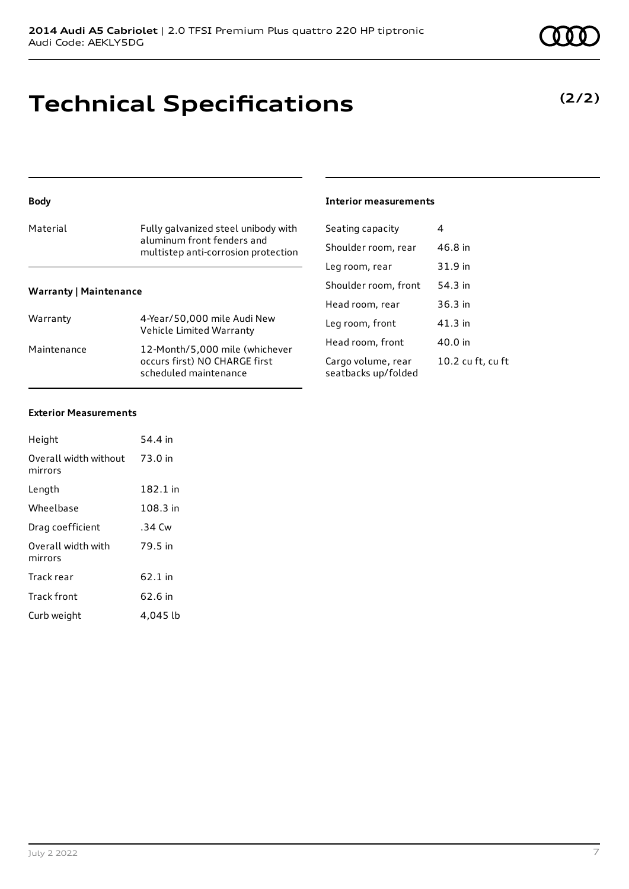# Technical Specifications

**(2/2)**

### Body

| | |
|---|---|
| Material | Fully galvanized steel unibody with aluminum front fenders and multistep anti-corrosion protection |

### Warranty | Maintenance

| | |
|---|---|
| Warranty | 4-Year/50,000 mile Audi New Vehicle Limited Warranty |
| Maintenance | 12-Month/5,000 mile (whichever occurs first) NO CHARGE first scheduled maintenance |

### Exterior Measurements

| | |
|---|---|
| Height | 54.4 in |
| Overall width without mirrors | 73.0 in |
| Length | 182.1 in |
| Wheelbase | 108.3 in |
| Drag coefficient | .34 Cw |
| Overall width with mirrors | 79.5 in |
| Track rear | 62.1 in |
| Track front | 62.6 in |
| Curb weight | 4,045 lb |

### Interior measurements

| | |
|---|---|
| Seating capacity | 4 |
| Shoulder room, rear | 46.8 in |
| Leg room, rear | 31.9 in |
| Shoulder room, front | 54.3 in |
| Head room, rear | 36.3 in |
| Leg room, front | 41.3 in |
| Head room, front | 40.0 in |
| Cargo volume, rear seatbacks up/folded | 10.2 cu ft, cu ft |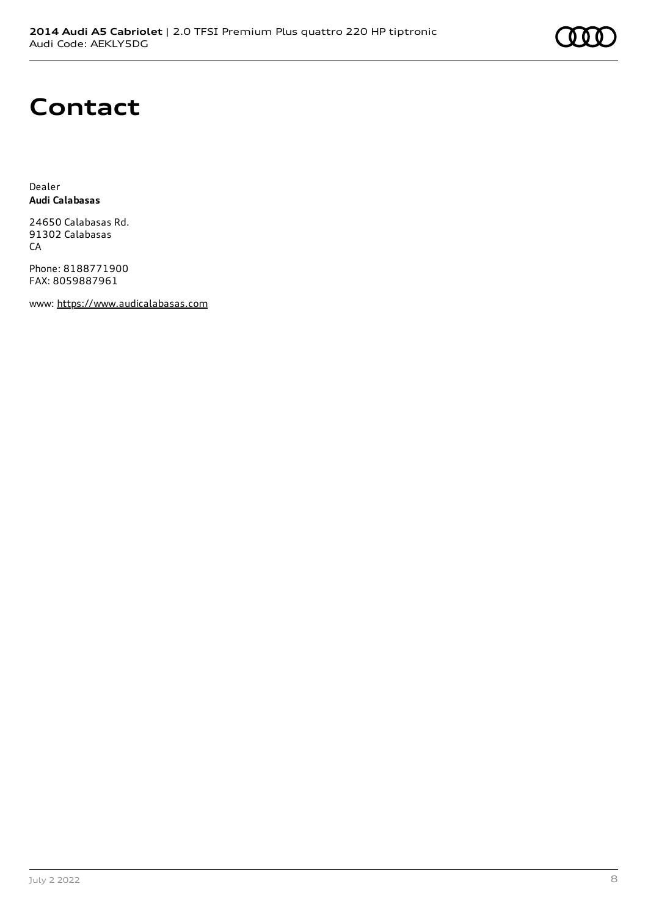# Contact

Dealer
**Audi Calabasas**

24650 Calabasas Rd.
91302 Calabasas
CA

Phone: 8188771900
FAX: 8059887961

www: https://www.audicalabasas.com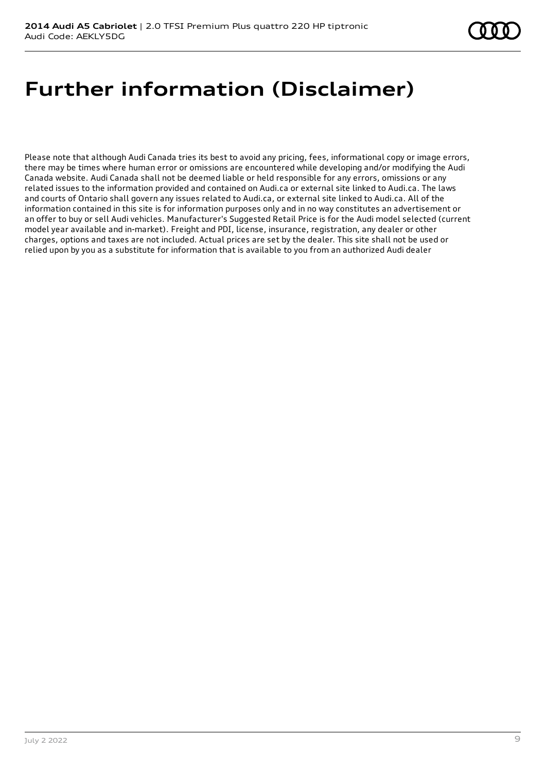# Further information (Disclaimer)

Please note that although Audi Canada tries its best to avoid any pricing, fees, informational copy or image errors, there may be times where human error or omissions are encountered while developing and/or modifying the Audi Canada website. Audi Canada shall not be deemed liable or held responsible for any errors, omissions or any related issues to the information provided and contained on Audi.ca or external site linked to Audi.ca. The laws and courts of Ontario shall govern any issues related to Audi.ca, or external site linked to Audi.ca. All of the information contained in this site is for information purposes only and in no way constitutes an advertisement or an offer to buy or sell Audi vehicles. Manufacturer's Suggested Retail Price is for the Audi model selected (current model year available and in-market). Freight and PDI, license, insurance, registration, any dealer or other charges, options and taxes are not included. Actual prices are set by the dealer. This site shall not be used or relied upon by you as a substitute for information that is available to you from an authorized Audi dealer